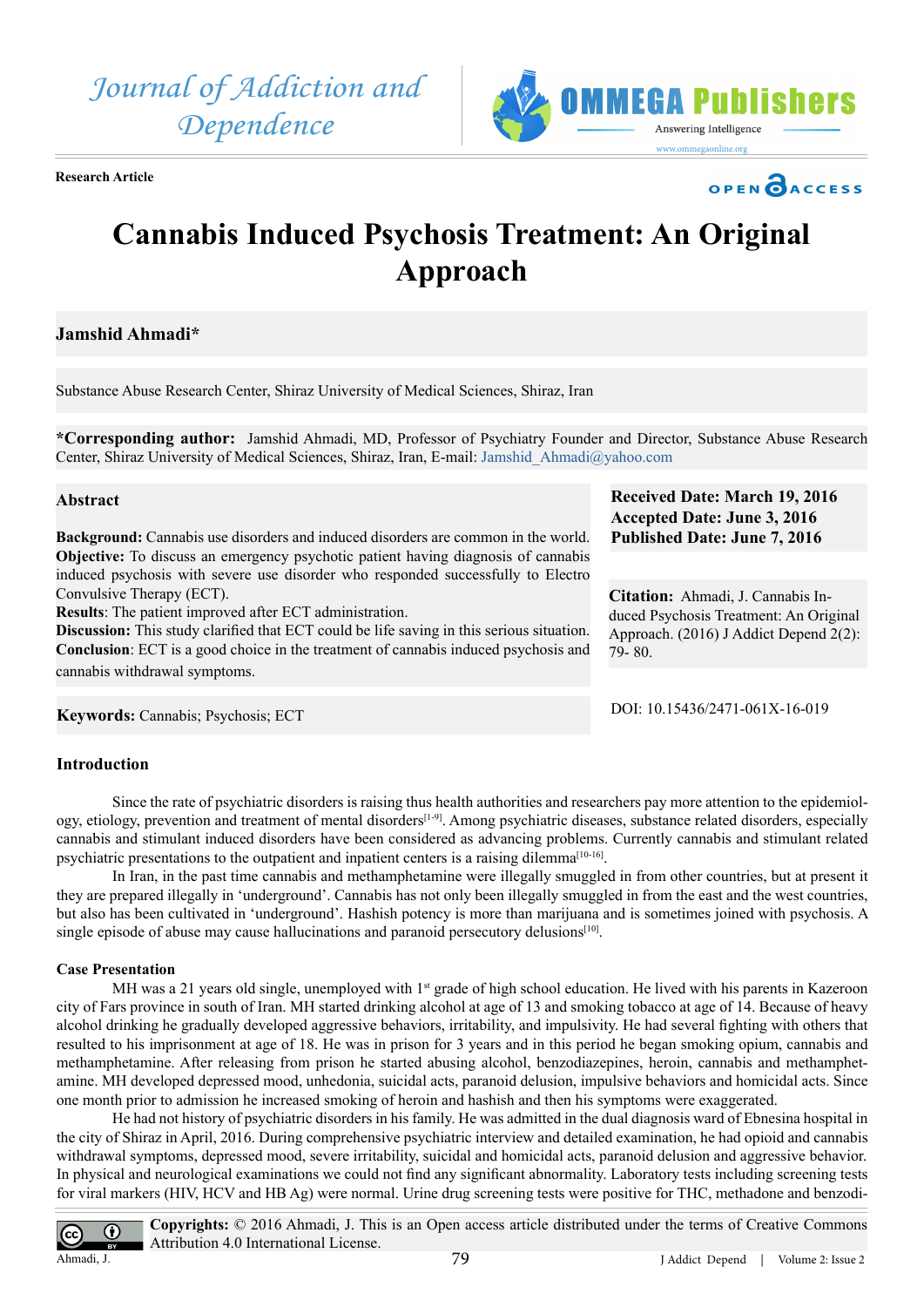Journal of Addiction and Dependence

Research Article

# Cannabis Induced Psychosis Treatment: An Original Approach

**Jamshid Ahmadi***

Substance Abuse Research Center, Shiraz University of Medical Sciences, Shiraz, Iran

***Corresponding author:** Jamshid Ahmadi, MD, Professor of Psychiatry Founder and Director, Substance Abuse Research Center, Shiraz University of Medical Sciences, Shiraz, Iran, E-mail: Jamshid_Ahmadi@yahoo.com

**Received Date: March 19, 2016**
**Accepted Date: June 3, 2016**
**Published Date: June 7, 2016**

**Citation:** Ahmadi, J. Cannabis Induced Psychosis Treatment: An Original Approach. (2016) J Addict Depend 2(2): 79- 80.

DOI: 10.15436/2471-061X-16-019

## Abstract

**Background:** Cannabis use disorders and induced disorders are common in the world.
**Objective:** To discuss an emergency psychotic patient having diagnosis of cannabis induced psychosis with severe use disorder who responded successfully to Electro Convulsive Therapy (ECT).
**Results**: The patient improved after ECT administration.
**Discussion:** This study clarified that ECT could be life saving in this serious situation.
**Conclusion**: ECT is a good choice in the treatment of cannabis induced psychosis and cannabis withdrawal symptoms.

**Keywords:** Cannabis; Psychosis; ECT

## Introduction

Since the rate of psychiatric disorders is raising thus health authorities and researchers pay more attention to the epidemiology, etiology, prevention and treatment of mental disorders[1-9]. Among psychiatric diseases, substance related disorders, especially cannabis and stimulant induced disorders have been considered as advancing problems. Currently cannabis and stimulant related psychiatric presentations to the outpatient and inpatient centers is a raising dilemma[10-16].

In Iran, in the past time cannabis and methamphetamine were illegally smuggled in from other countries, but at present it they are prepared illegally in 'underground'. Cannabis has not only been illegally smuggled in from the east and the west countries, but also has been cultivated in 'underground'. Hashish potency is more than marijuana and is sometimes joined with psychosis. A single episode of abuse may cause hallucinations and paranoid persecutory delusions[10].

### Case Presentation

MH was a 21 years old single, unemployed with 1st grade of high school education. He lived with his parents in Kazeroon city of Fars province in south of Iran. MH started drinking alcohol at age of 13 and smoking tobacco at age of 14. Because of heavy alcohol drinking he gradually developed aggressive behaviors, irritability, and impulsivity. He had several fighting with others that resulted to his imprisonment at age of 18. He was in prison for 3 years and in this period he began smoking opium, cannabis and methamphetamine. After releasing from prison he started abusing alcohol, benzodiazepines, heroin, cannabis and methamphetamine. MH developed depressed mood, unhedonia, suicidal acts, paranoid delusion, impulsive behaviors and homicidal acts. Since one month prior to admission he increased smoking of heroin and hashish and then his symptoms were exaggerated.

He had not history of psychiatric disorders in his family. He was admitted in the dual diagnosis ward of Ebnesina hospital in the city of Shiraz in April, 2016. During comprehensive psychiatric interview and detailed examination, he had opioid and cannabis withdrawal symptoms, depressed mood, severe irritability, suicidal and homicidal acts, paranoid delusion and aggressive behavior. In physical and neurological examinations we could not find any significant abnormality. Laboratory tests including screening tests for viral markers (HIV, HCV and HB Ag) were normal. Urine drug screening tests were positive for THC, methadone and benzodi-

**Copyrights:** © 2016 Ahmadi, J. This is an Open access article distributed under the terms of Creative Commons Attribution 4.0 International License.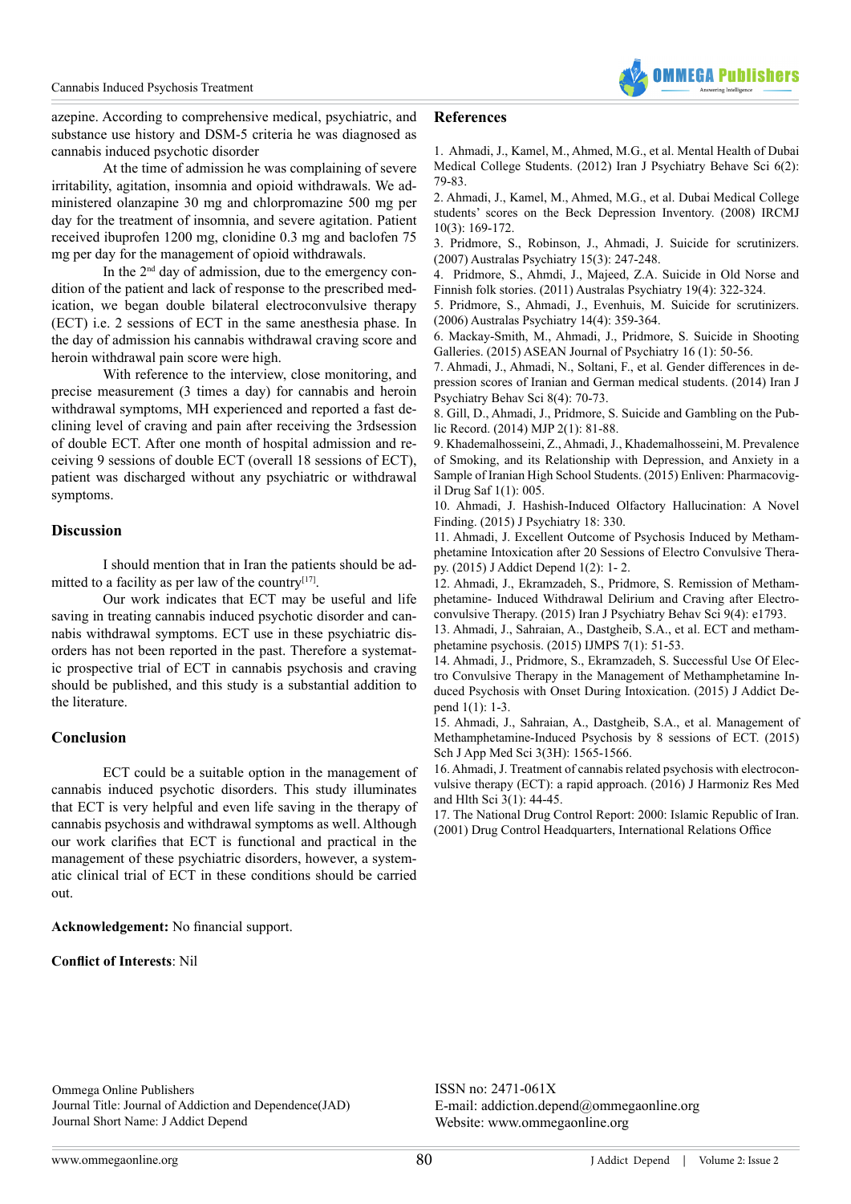azepine. According to comprehensive medical, psychiatric, and substance use history and DSM-5 criteria he was diagnosed as cannabis induced psychotic disorder

At the time of admission he was complaining of severe irritability, agitation, insomnia and opioid withdrawals. We administered olanzapine 30 mg and chlorpromazine 500 mg per day for the treatment of insomnia, and severe agitation. Patient received ibuprofen 1200 mg, clonidine 0.3 mg and baclofen 75 mg per day for the management of opioid withdrawals.

In the 2nd day of admission, due to the emergency condition of the patient and lack of response to the prescribed medication, we began double bilateral electroconvulsive therapy (ECT) i.e. 2 sessions of ECT in the same anesthesia phase. In the day of admission his cannabis withdrawal craving score and heroin withdrawal pain score were high.

With reference to the interview, close monitoring, and precise measurement (3 times a day) for cannabis and heroin withdrawal symptoms, MH experienced and reported a fast declining level of craving and pain after receiving the 3rdsession of double ECT. After one month of hospital admission and receiving 9 sessions of double ECT (overall 18 sessions of ECT), patient was discharged without any psychiatric or withdrawal symptoms.

## Discussion

I should mention that in Iran the patients should be admitted to a facility as per law of the country[17].

Our work indicates that ECT may be useful and life saving in treating cannabis induced psychotic disorder and cannabis withdrawal symptoms. ECT use in these psychiatric disorders has not been reported in the past. Therefore a systematic prospective trial of ECT in cannabis psychosis and craving should be published, and this study is a substantial addition to the literature.

## Conclusion

ECT could be a suitable option in the management of cannabis induced psychotic disorders. This study illuminates that ECT is very helpful and even life saving in the therapy of cannabis psychosis and withdrawal symptoms as well. Although our work clarifies that ECT is functional and practical in the management of these psychiatric disorders, however, a systematic clinical trial of ECT in these conditions should be carried out.

**Acknowledgement:** No financial support.

**Conflict of Interests**: Nil

## References

1. Ahmadi, J., Kamel, M., Ahmed, M.G., et al. Mental Health of Dubai Medical College Students. (2012) Iran J Psychiatry Behave Sci 6(2): 79-83.
2. Ahmadi, J., Kamel, M., Ahmed, M.G., et al. Dubai Medical College students' scores on the Beck Depression Inventory. (2008) IRCMJ 10(3): 169-172.
3. Pridmore, S., Robinson, J., Ahmadi, J. Suicide for scrutinizers. (2007) Australas Psychiatry 15(3): 247-248.
4. Pridmore, S., Ahmdi, J., Majeed, Z.A. Suicide in Old Norse and Finnish folk stories. (2011) Australas Psychiatry 19(4): 322-324.
5. Pridmore, S., Ahmadi, J., Evenhuis, M. Suicide for scrutinizers. (2006) Australas Psychiatry 14(4): 359-364.
6. Mackay-Smith, M., Ahmadi, J., Pridmore, S. Suicide in Shooting Galleries. (2015) ASEAN Journal of Psychiatry 16 (1): 50-56.
7. Ahmadi, J., Ahmadi, N., Soltani, F., et al. Gender differences in depression scores of Iranian and German medical students. (2014) Iran J Psychiatry Behav Sci 8(4): 70-73.
8. Gill, D., Ahmadi, J., Pridmore, S. Suicide and Gambling on the Public Record. (2014) MJP 2(1): 81-88.
9. Khademalhosseini, Z., Ahmadi, J., Khademalhosseini, M. Prevalence of Smoking, and its Relationship with Depression, and Anxiety in a Sample of Iranian High School Students. (2015) Enliven: Pharmacovigil Drug Saf 1(1): 005.
10. Ahmadi, J. Hashish-Induced Olfactory Hallucination: A Novel Finding. (2015) J Psychiatry 18: 330.
11. Ahmadi, J. Excellent Outcome of Psychosis Induced by Methamphetamine Intoxication after 20 Sessions of Electro Convulsive Therapy. (2015) J Addict Depend 1(2): 1- 2.
12. Ahmadi, J., Ekramzadeh, S., Pridmore, S. Remission of Methamphetamine- Induced Withdrawal Delirium and Craving after Electroconvulsive Therapy. (2015) Iran J Psychiatry Behav Sci 9(4): e1793.
13. Ahmadi, J., Sahraian, A., Dastgheib, S.A., et al. ECT and methamphetamine psychosis. (2015) IJMPS 7(1): 51-53.
14. Ahmadi, J., Pridmore, S., Ekramzadeh, S. Successful Use Of Electro Convulsive Therapy in the Management of Methamphetamine Induced Psychosis with Onset During Intoxication. (2015) J Addict Depend 1(1): 1-3.
15. Ahmadi, J., Sahraian, A., Dastgheib, S.A., et al. Management of Methamphetamine-Induced Psychosis by 8 sessions of ECT. (2015) Sch J App Med Sci 3(3H): 1565-1566.
16. Ahmadi, J. Treatment of cannabis related psychosis with electroconvulsive therapy (ECT): a rapid approach. (2016) J Harmoniz Res Med and Hlth Sci 3(1): 44-45.
17. The National Drug Control Report: 2000: Islamic Republic of Iran. (2001) Drug Control Headquarters, International Relations Office